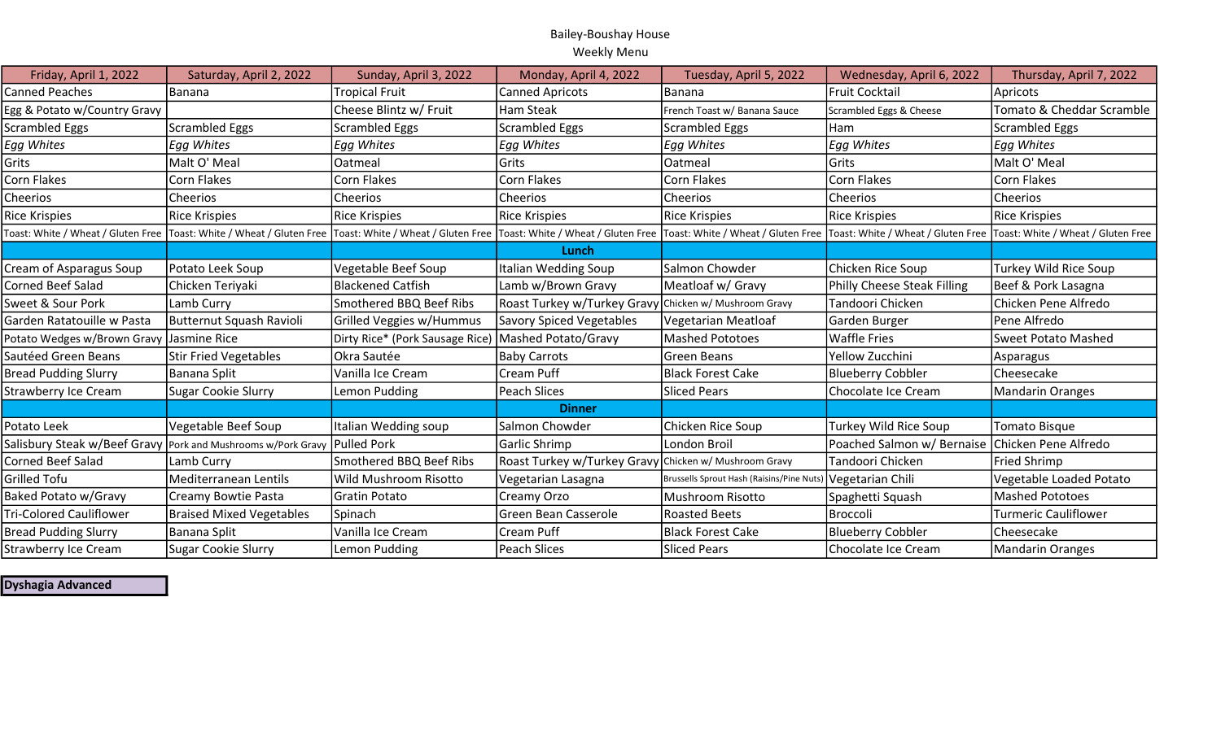Bailey-Boushay House

Weekly Menu

| Friday, April 1, 2022 | Saturday, April 2, 2022 | Sunday, April 3, 2022 | Monday, April 4, 2022 | Tuesday, April 5, 2022 | Wednesday, April 6, 2022 | Thursday, April 7, 2022 |
|---|---|---|---|---|---|---|
| Canned Peaches | Banana | Tropical Fruit | Canned Apricots | Banana | Fruit Cocktail | Apricots |
| Egg & Potato w/Country Gravy | | Cheese Blintz w/ Fruit | Ham Steak | French Toast w/ Banana Sauce | Scrambled Eggs & Cheese | Tomato & Cheddar Scramble |
| Scrambled Eggs | Scrambled Eggs | Scrambled Eggs | Scrambled Eggs | Scrambled Eggs | Ham | Scrambled Eggs |
| *Egg Whites* | *Egg Whites* | *Egg Whites* | *Egg Whites* | *Egg Whites* | *Egg Whites* | *Egg Whites* |
| Grits | Malt O' Meal | Oatmeal | Grits | Oatmeal | Grits | Malt O' Meal |
| Corn Flakes | Corn Flakes | Corn Flakes | Corn Flakes | Corn Flakes | Corn Flakes | Corn Flakes |
| Cheerios | Cheerios | Cheerios | Cheerios | Cheerios | Cheerios | Cheerios |
| Rice Krispies | Rice Krispies | Rice Krispies | Rice Krispies | Rice Krispies | Rice Krispies | Rice Krispies |
| Toast: White / Wheat / Gluten Free | Toast: White / Wheat / Gluten Free | Toast: White / Wheat / Gluten Free | Toast: White / Wheat / Gluten Free | Toast: White / Wheat / Gluten Free | Toast: White / Wheat / Gluten Free | Toast: White / Wheat / Gluten Free |
| | | | **Lunch** | | | |
| Cream of Asparagus Soup | Potato Leek Soup | Vegetable Beef Soup | Italian Wedding Soup | Salmon Chowder | Chicken Rice Soup | Turkey Wild Rice Soup |
| Corned Beef Salad | Chicken Teriyaki | Blackened Catfish | Lamb w/Brown Gravy | Meatloaf w/ Gravy | Philly Cheese Steak Filling | Beef & Pork Lasagna |
| Sweet & Sour Pork | Lamb Curry | Smothered BBQ Beef Ribs | Roast Turkey w/Turkey Gravy | Chicken w/ Mushroom Gravy | Tandoori Chicken | Chicken Pene Alfredo |
| Garden Ratatouille w Pasta | Butternut Squash Ravioli | Grilled Veggies w/Hummus | Savory Spiced Vegetables | Vegetarian Meatloaf | Garden Burger | Pene Alfredo |
| Potato Wedges w/Brown Gravy | Jasmine Rice | Dirty Rice* (Pork Sausage Rice) | Mashed Potato/Gravy | Mashed Pototoes | Waffle Fries | Sweet Potato Mashed |
| Sautéed Green Beans | Stir Fried Vegetables | Okra Sautée | Baby Carrots | Green Beans | Yellow Zucchini | Asparagus |
| Bread Pudding Slurry | Banana Split | Vanilla Ice Cream | Cream Puff | Black Forest Cake | Blueberry Cobbler | Cheesecake |
| Strawberry Ice Cream | Sugar Cookie Slurry | Lemon Pudding | Peach Slices | Sliced Pears | Chocolate Ice Cream | Mandarin Oranges |
| | | | **Dinner** | | | |
| Potato Leek | Vegetable Beef Soup | Italian Wedding soup | Salmon Chowder | Chicken Rice Soup | Turkey Wild Rice Soup | Tomato Bisque |
| Salisbury Steak w/Beef Gravy | Pork and Mushrooms w/Pork Gravy | Pulled Pork | Garlic Shrimp | London Broil | Poached Salmon w/ Bernaise | Chicken Pene Alfredo |
| Corned Beef Salad | Lamb Curry | Smothered BBQ Beef Ribs | Roast Turkey w/Turkey Gravy | Chicken w/ Mushroom Gravy | Tandoori Chicken | Fried Shrimp |
| Grilled Tofu | Mediterranean Lentils | Wild Mushroom Risotto | Vegetarian Lasagna | Brussells Sprout Hash (Raisins/Pine Nuts) | Vegetarian Chili | Vegetable Loaded Potato |
| Baked Potato w/Gravy | Creamy Bowtie Pasta | Gratin Potato | Creamy Orzo | Mushroom Risotto | Spaghetti Squash | Mashed Pototoes |
| Tri-Colored Cauliflower | Braised Mixed Vegetables | Spinach | Green Bean Casserole | Roasted Beets | Broccoli | Turmeric Cauliflower |
| Bread Pudding Slurry | Banana Split | Vanilla Ice Cream | Cream Puff | Black Forest Cake | Blueberry Cobbler | Cheesecake |
| Strawberry Ice Cream | Sugar Cookie Slurry | Lemon Pudding | Peach Slices | Sliced Pears | Chocolate Ice Cream | Mandarin Oranges |

**Dyshagia Advanced**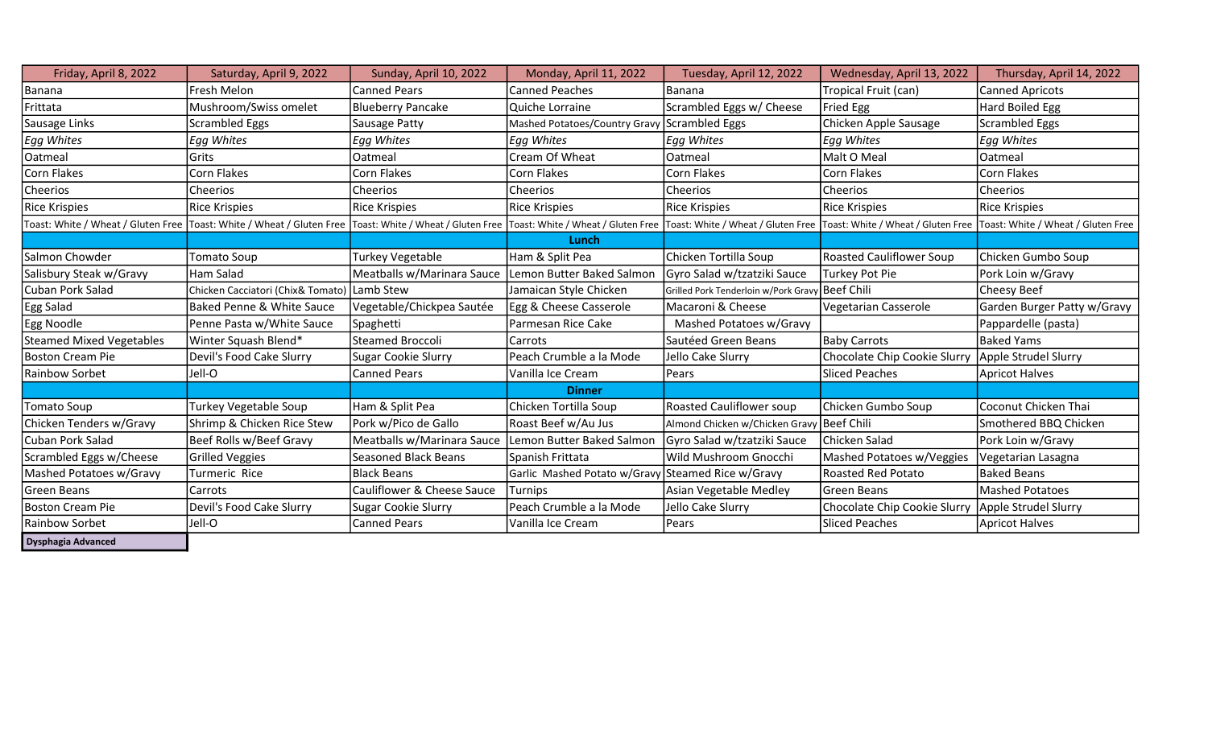| Friday, April 8, 2022 | Saturday, April 9, 2022 | Sunday, April 10, 2022 | Monday, April 11, 2022 | Tuesday, April 12, 2022 | Wednesday, April 13, 2022 | Thursday, April 14, 2022 |
|---|---|---|---|---|---|---|
| Banana | Fresh Melon | Canned Pears | Canned Peaches | Banana | Tropical Fruit (can) | Canned Apricots |
| Frittata | Mushroom/Swiss omelet | Blueberry Pancake | Quiche Lorraine | Scrambled Eggs w/ Cheese | Fried Egg | Hard Boiled Egg |
| Sausage Links | Scrambled Eggs | Sausage Patty | Mashed Potatoes/Country Gravy | Scrambled Eggs | Chicken Apple Sausage | Scrambled Eggs |
| *Egg Whites* | *Egg Whites* | *Egg Whites* | *Egg Whites* | *Egg Whites* | *Egg Whites* | *Egg Whites* |
| Oatmeal | Grits | Oatmeal | Cream Of Wheat | Oatmeal | Malt O Meal | Oatmeal |
| Corn Flakes | Corn Flakes | Corn Flakes | Corn Flakes | Corn Flakes | Corn Flakes | Corn Flakes |
| Cheerios | Cheerios | Cheerios | Cheerios | Cheerios | Cheerios | Cheerios |
| Rice Krispies | Rice Krispies | Rice Krispies | Rice Krispies | Rice Krispies | Rice Krispies | Rice Krispies |
| Toast: White / Wheat / Gluten Free | Toast: White / Wheat / Gluten Free | Toast: White / Wheat / Gluten Free | Toast: White / Wheat / Gluten Free | Toast: White / Wheat / Gluten Free | Toast: White / Wheat / Gluten Free | Toast: White / Wheat / Gluten Free |
| | | | **Lunch** | | | |
| Salmon Chowder | Tomato Soup | Turkey Vegetable | Ham & Split Pea | Chicken Tortilla Soup | Roasted Cauliflower Soup | Chicken Gumbo Soup |
| Salisbury Steak w/Gravy | Ham Salad | Meatballs w/Marinara Sauce | Lemon Butter Baked Salmon | Gyro Salad w/tzatziki Sauce | Turkey Pot Pie | Pork Loin w/Gravy |
| Cuban Pork Salad | Chicken Cacciatori (Chix& Tomato) | Lamb Stew | Jamaican Style Chicken | Grilled Pork Tenderloin w/Pork Gravy | Beef Chili | Cheesy Beef |
| Egg Salad | Baked Penne & White Sauce | Vegetable/Chickpea Sautée | Egg & Cheese Casserole | Macaroni & Cheese | Vegetarian Casserole | Garden Burger Patty w/Gravy |
| Egg Noodle | Penne Pasta w/White Sauce | Spaghetti | Parmesan Rice Cake | Mashed Potatoes w/Gravy | | Pappardelle (pasta) |
| Steamed Mixed Vegetables | Winter Squash Blend* | Steamed Broccoli | Carrots | Sautéed Green Beans | Baby Carrots | Baked Yams |
| Boston Cream Pie | Devil's Food Cake Slurry | Sugar Cookie Slurry | Peach Crumble a la Mode | Jello Cake Slurry | Chocolate Chip Cookie Slurry | Apple Strudel Slurry |
| Rainbow Sorbet | Jell-O | Canned Pears | Vanilla Ice Cream | Pears | Sliced Peaches | Apricot Halves |
| | | | **Dinner** | | | |
| Tomato Soup | Turkey Vegetable Soup | Ham & Split Pea | Chicken Tortilla Soup | Roasted Cauliflower soup | Chicken Gumbo Soup | Coconut Chicken Thai |
| Chicken Tenders w/Gravy | Shrimp & Chicken Rice Stew | Pork w/Pico de Gallo | Roast Beef w/Au Jus | Almond Chicken w/Chicken Gravy | Beef Chili | Smothered BBQ Chicken |
| Cuban Pork Salad | Beef Rolls w/Beef Gravy | Meatballs w/Marinara Sauce | Lemon Butter Baked Salmon | Gyro Salad w/tzatziki Sauce | Chicken Salad | Pork Loin w/Gravy |
| Scrambled Eggs w/Cheese | Grilled Veggies | Seasoned Black Beans | Spanish Frittata | Wild Mushroom Gnocchi | Mashed Potatoes w/Veggies | Vegetarian Lasagna |
| Mashed Potatoes w/Gravy | Turmeric Rice | Black Beans | Garlic Mashed Potato w/Gravy | Steamed Rice w/Gravy | Roasted Red Potato | Baked Beans |
| Green Beans | Carrots | Cauliflower & Cheese Sauce | Turnips | Asian Vegetable Medley | Green Beans | Mashed Potatoes |
| Boston Cream Pie | Devil's Food Cake Slurry | Sugar Cookie Slurry | Peach Crumble a la Mode | Jello Cake Slurry | Chocolate Chip Cookie Slurry | Apple Strudel Slurry |
| Rainbow Sorbet | Jell-O | Canned Pears | Vanilla Ice Cream | Pears | Sliced Peaches | Apricot Halves |

**Dysphagia Advanced**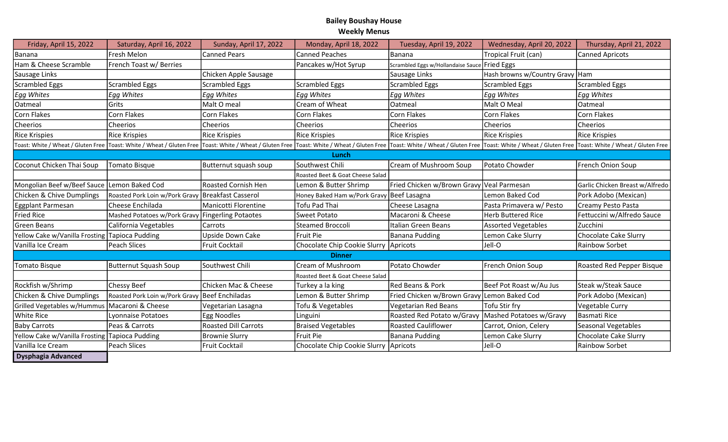## Bailey Boushay House
### Weekly Menus

| Friday, April 15, 2022 | Saturday, April 16, 2022 | Sunday, April 17, 2022 | Monday, April 18, 2022 | Tuesday, April 19, 2022 | Wednesday, April 20, 2022 | Thursday, April 21, 2022 |
|---|---|---|---|---|---|---|
| Banana | Fresh Melon | Canned Pears | Canned Peaches | Banana | Tropical Fruit (can) | Canned Apricots |
| Ham & Cheese Scramble | French Toast w/ Berries | | Pancakes w/Hot Syrup | Scrambled Eggs w/Hollandaise Sauce | Fried Eggs | |
| Sausage Links | | Chicken Apple Sausage | | Sausage Links | Hash browns w/Country Gravy | Ham |
| Scrambled Eggs | Scrambled Eggs | Scrambled Eggs | Scrambled Eggs | Scrambled Eggs | Scrambled Eggs | Scrambled Eggs |
| *Egg Whites* | *Egg Whites* | *Egg Whites* | *Egg Whites* | *Egg Whites* | *Egg Whites* | *Egg Whites* |
| Oatmeal | Grits | Malt O meal | Cream of Wheat | Oatmeal | Malt O Meal | Oatmeal |
| Corn Flakes | Corn Flakes | Corn Flakes | Corn Flakes | Corn Flakes | Corn Flakes | Corn Flakes |
| Cheerios | Cheerios | Cheerios | Cheerios | Cheerios | Cheerios | Cheerios |
| Rice Krispies | Rice Krispies | Rice Krispies | Rice Krispies | Rice Krispies | Rice Krispies | Rice Krispies |
| Toast: White / Wheat / Gluten Free | Toast: White / Wheat / Gluten Free | Toast: White / Wheat / Gluten Free | Toast: White / Wheat / Gluten Free | Toast: White / Wheat / Gluten Free | Toast: White / Wheat / Gluten Free | Toast: White / Wheat / Gluten Free |
| **Lunch** | | | | | | |
| Coconut Chicken Thai Soup | Tomato Bisque | Butternut squash soup | Southwest Chili | Cream of Mushroom Soup | Potato Chowder | French Onion Soup |
| | | | Roasted Beet & Goat Cheese Salad | | | |
| Mongolian Beef w/Beef Sauce | Lemon Baked Cod | Roasted Cornish Hen | Lemon & Butter Shrimp | Fried Chicken w/Brown Gravy | Veal Parmesan | Garlic Chicken Breast w/Alfredo |
| Chicken & Chive Dumplings | Roasted Pork Loin w/Pork Gravy | Breakfast Casserol | Honey Baked Ham w/Pork Gravy | Beef Lasagna | Lemon Baked Cod | Pork Adobo (Mexican) |
| Eggplant Parmesan | Cheese Enchilada | Manicotti Florentine | Tofu Pad Thai | Cheese Lasagna | Pasta Primavera w/ Pesto | Creamy Pesto Pasta |
| Fried Rice | Mashed Potatoes w/Pork Gravy | Fingerling Potaotes | Sweet Potato | Macaroni & Cheese | Herb Buttered Rice | Fettuccini w/Alfredo Sauce |
| Green Beans | California Vegetables | Carrots | Steamed Broccoli | Italian Green Beans | Assorted Vegetables | Zucchini |
| Yellow Cake w/Vanilla Frosting | Tapioca Pudding | Upside Down Cake | Fruit Pie | Banana Pudding | Lemon Cake Slurry | Chocolate Cake Slurry |
| Vanilla Ice Cream | Peach Slices | Fruit Cocktail | Chocolate Chip Cookie Slurry | Apricots | Jell-O | Rainbow Sorbet |
| **Dinner** | | | | | | |
| Tomato Bisque | Butternut Squash Soup | Southwest Chili | Cream of Mushroom | Potato Chowder | French Onion Soup | Roasted Red Pepper Bisque |
| | | | Roasted Beet & Goat Cheese Salad | | | |
| Rockfish w/Shrimp | Chessy Beef | Chicken Mac & Cheese | Turkey a la king | Red Beans & Pork | Beef Pot Roast w/Au Jus | Steak w/Steak Sauce |
| Chicken & Chive Dumplings | Roasted Pork Loin w/Pork Gravy | Beef Enchiladas | Lemon & Butter Shrimp | Fried Chicken w/Brown Gravy | Lemon Baked Cod | Pork Adobo (Mexican) |
| Grilled Vegetables w/Hummus | Macaroni & Cheese | Vegetarian Lasagna | Tofu & Vegetables | Vegetarian Red Beans | Tofu Stir fry | Vegetable Curry |
| White Rice | Lyonnaise Potatoes | Egg Noodles | Linguini | Roasted Red Potato w/Gravy | Mashed Potatoes w/Gravy | Basmati Rice |
| Baby Carrots | Peas & Carrots | Roasted Dill Carrots | Braised Vegetables | Roasted Cauliflower | Carrot, Onion, Celery | Seasonal Vegetables |
| Yellow Cake w/Vanilla Frosting | Tapioca Pudding | Brownie Slurry | Fruit Pie | Banana Pudding | Lemon Cake Slurry | Chocolate Cake Slurry |
| Vanilla Ice Cream | Peach Slices | Fruit Cocktail | Chocolate Chip Cookie Slurry | Apricots | Jell-O | Rainbow Sorbet |

**Dysphagia Advanced**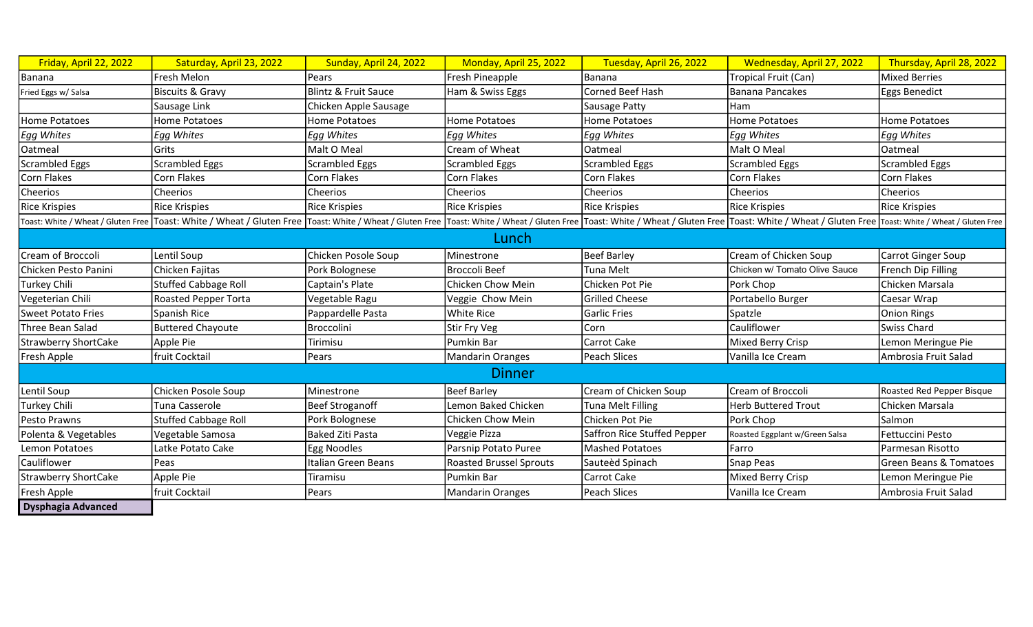| Friday, April 22, 2022 | Saturday, April 23, 2022 | Sunday, April 24, 2022 | Monday, April 25, 2022 | Tuesday, April 26, 2022 | Wednesday, April 27, 2022 | Thursday, April 28, 2022 |
|---|---|---|---|---|---|---|
| Banana | Fresh Melon | Pears | Fresh Pineapple | Banana | Tropical Fruit (Can) | Mixed Berries |
| Fried Eggs w/ Salsa | Biscuits & Gravy | Blintz & Fruit Sauce | Ham & Swiss Eggs | Corned Beef Hash | Banana Pancakes | Eggs Benedict |
| | Sausage Link | Chicken Apple Sausage | | Sausage Patty | Ham | |
| Home Potatoes | Home Potatoes | Home Potatoes | Home Potatoes | Home Potatoes | Home Potatoes | Home Potatoes |
| *Egg Whites* | *Egg Whites* | *Egg Whites* | *Egg Whites* | *Egg Whites* | *Egg Whites* | *Egg Whites* |
| Oatmeal | Grits | Malt O Meal | Cream of Wheat | Oatmeal | Malt O Meal | Oatmeal |
| Scrambled Eggs | Scrambled Eggs | Scrambled Eggs | Scrambled Eggs | Scrambled Eggs | Scrambled Eggs | Scrambled Eggs |
| Corn Flakes | Corn Flakes | Corn Flakes | Corn Flakes | Corn Flakes | Corn Flakes | Corn Flakes |
| Cheerios | Cheerios | Cheerios | Cheerios | Cheerios | Cheerios | Cheerios |
| Rice Krispies | Rice Krispies | Rice Krispies | Rice Krispies | Rice Krispies | Rice Krispies | Rice Krispies |
| Toast: White / Wheat / Gluten Free | Toast: White / Wheat / Gluten Free | Toast: White / Wheat / Gluten Free | Toast: White / Wheat / Gluten Free | Toast: White / Wheat / Gluten Free | Toast: White / Wheat / Gluten Free | Toast: White / Wheat / Gluten Free |
| **Lunch** | | | | | | |
| Cream of Broccoli | Lentil Soup | Chicken Posole Soup | Minestrone | Beef Barley | Cream of Chicken Soup | Carrot Ginger Soup |
| Chicken Pesto Panini | Chicken Fajitas | Pork Bolognese | Broccoli Beef | Tuna Melt | Chicken w/ Tomato Olive Sauce | French Dip Filling |
| Turkey Chili | Stuffed Cabbage Roll | Captain's Plate | Chicken Chow Mein | Chicken Pot Pie | Pork Chop | Chicken Marsala |
| Vegeterian Chili | Roasted Pepper Torta | Vegetable Ragu | Veggie Chow Mein | Grilled Cheese | Portabello Burger | Caesar Wrap |
| Sweet Potato Fries | Spanish Rice | Pappardelle Pasta | White Rice | Garlic Fries | Spatzle | Onion Rings |
| Three Bean Salad | Buttered Chayoute | Broccolini | Stir Fry Veg | Corn | Cauliflower | Swiss Chard |
| Strawberry ShortCake | Apple Pie | Tirimisu | Pumkin Bar | Carrot Cake | Mixed Berry Crisp | Lemon Meringue Pie |
| Fresh Apple | fruit Cocktail | Pears | Mandarin Oranges | Peach Slices | Vanilla Ice Cream | Ambrosia Fruit Salad |
| **Dinner** | | | | | | |
| Lentil Soup | Chicken Posole Soup | Minestrone | Beef Barley | Cream of Chicken Soup | Cream of Broccoli | Roasted Red Pepper Bisque |
| Turkey Chili | Tuna Casserole | Beef Stroganoff | Lemon Baked Chicken | Tuna Melt Filling | Herb Buttered Trout | Chicken Marsala |
| Pesto Prawns | Stuffed Cabbage Roll | Pork Bolognese | Chicken Chow Mein | Chicken Pot Pie | Pork Chop | Salmon |
| Polenta & Vegetables | Vegetable Samosa | Baked Ziti Pasta | Veggie Pizza | Saffron Rice Stuffed Pepper | Roasted Eggplant w/Green Salsa | Fettuccini Pesto |
| Lemon Potatoes | Latke Potato Cake | Egg Noodles | Parsnip Potato Puree | Mashed Potatoes | Farro | Parmesan Risotto |
| Cauliflower | Peas | Italian Green Beans | Roasted Brussel Sprouts | Sauteèd Spinach | Snap Peas | Green Beans & Tomatoes |
| Strawberry ShortCake | Apple Pie | Tiramisu | Pumkin Bar | Carrot Cake | Mixed Berry Crisp | Lemon Meringue Pie |
| Fresh Apple | fruit Cocktail | Pears | Mandarin Oranges | Peach Slices | Vanilla Ice Cream | Ambrosia Fruit Salad |

**Dysphagia Advanced**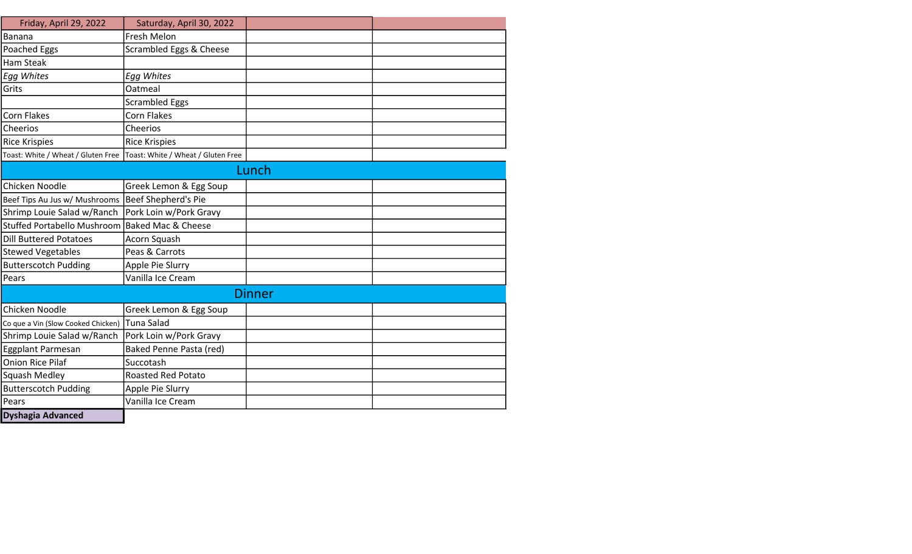| Friday, April 29, 2022 | Saturday, April 30, 2022 | | |
|---|---|---|---|
| Banana | Fresh Melon | | |
| Poached Eggs | Scrambled Eggs & Cheese | | |
| Ham Steak | | | |
| *Egg Whites* | *Egg Whites* | | |
| Grits | Oatmeal | | |
| | Scrambled Eggs | | |
| Corn Flakes | Corn Flakes | | |
| Cheerios | Cheerios | | |
| Rice Krispies | Rice Krispies | | |
| Toast: White / Wheat / Gluten Free | Toast: White / Wheat / Gluten Free | | |
| Lunch | | | |
| Chicken Noodle | Greek Lemon & Egg Soup | | |
| Beef Tips Au Jus w/ Mushrooms | Beef Shepherd's Pie | | |
| Shrimp Louie Salad w/Ranch | Pork Loin w/Pork Gravy | | |
| Stuffed Portabello Mushroom | Baked Mac & Cheese | | |
| Dill Buttered Potatoes | Acorn Squash | | |
| Stewed Vegetables | Peas & Carrots | | |
| Butterscotch Pudding | Apple Pie Slurry | | |
| Pears | Vanilla Ice Cream | | |
| Dinner | | | |
| Chicken Noodle | Greek Lemon & Egg Soup | | |
| Co que a Vin (Slow Cooked Chicken) | Tuna Salad | | |
| Shrimp Louie Salad w/Ranch | Pork Loin w/Pork Gravy | | |
| Eggplant Parmesan | Baked Penne Pasta (red) | | |
| Onion Rice Pilaf | Succotash | | |
| Squash Medley | Roasted Red Potato | | |
| Butterscotch Pudding | Apple Pie Slurry | | |
| Pears | Vanilla Ice Cream | | |

**Dyshagia Advanced**